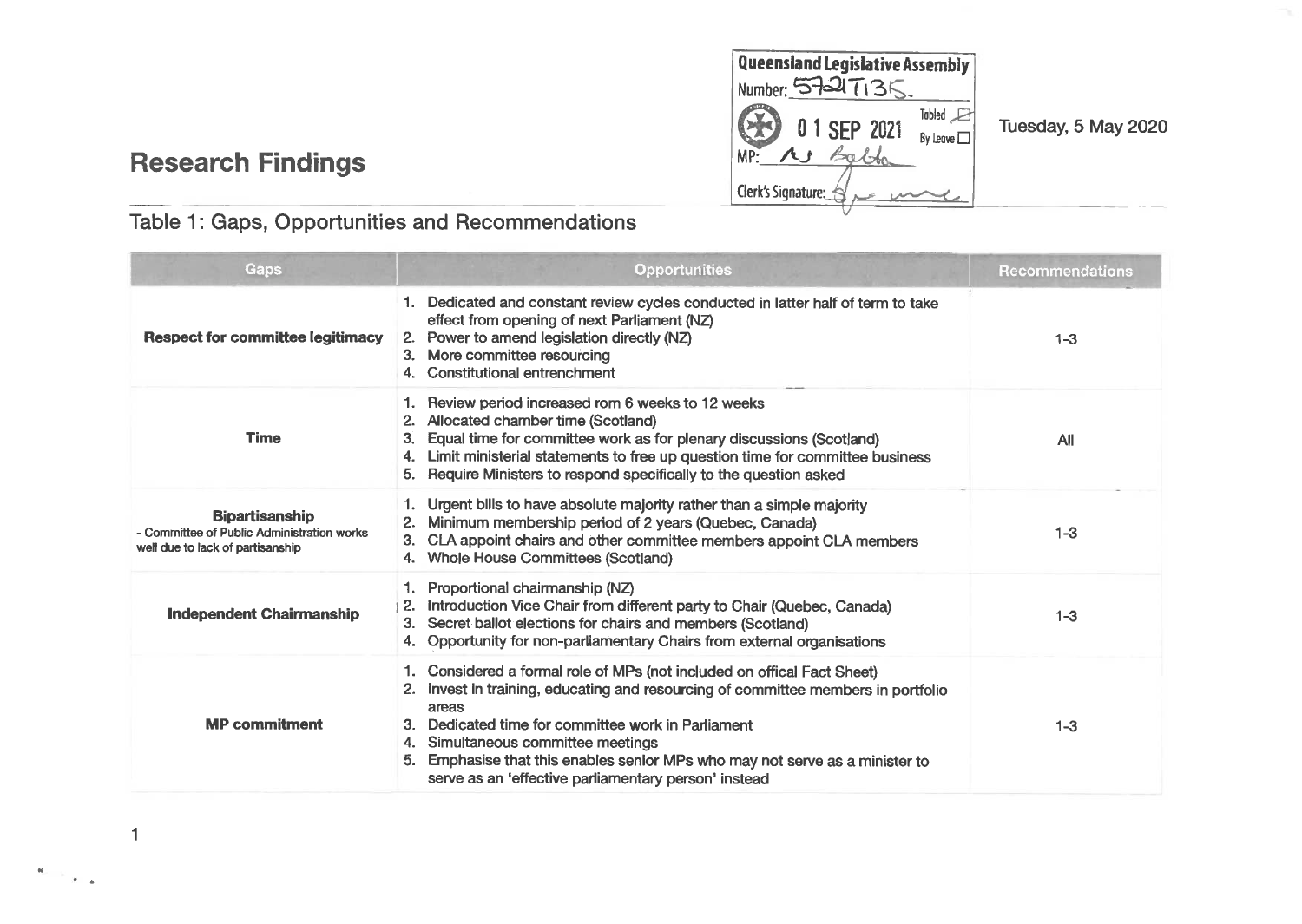Queensland Legislative Assembly
Number: 5721T135.
01 SEP 2021 Tabled By Leave
MP: MJ Batt
Clerk's Signature:

Tuesday, 5 May 2020

# Research Findings

## Table 1: Gaps, Opportunities and Recommendations

| Gaps | Opportunities | Recommendations |
|---|---|---|
| **Respect for committee legitimacy** | 1. Dedicated and constant review cycles conducted in latter half of term to take effect from opening of next Parliament (NZ)<br>2. Power to amend legislation directly (NZ)<br>3. More committee resourcing<br>4. Constitutional entrenchment | 1-3 |
| **Time** | 1. Review period increased rom 6 weeks to 12 weeks<br>2. Allocated chamber time (Scotland)<br>3. Equal time for committee work as for plenary discussions (Scotland)<br>4. Limit ministerial statements to free up question time for committee business<br>5. Require Ministers to respond specifically to the question asked | All |
| **Bipartisanship**<br>- Committee of Public Administration works well due to lack of partisanship | 1. Urgent bills to have absolute majority rather than a simple majority<br>2. Minimum membership period of 2 years (Quebec, Canada)<br>3. CLA appoint chairs and other committee members appoint CLA members<br>4. Whole House Committees (Scotland) | 1-3 |
| **Independent Chairmanship** | 1. Proportional chairmanship (NZ)<br>2. Introduction Vice Chair from different party to Chair (Quebec, Canada)<br>3. Secret ballot elections for chairs and members (Scotland)<br>4. Opportunity for non-parliamentary Chairs from external organisations | 1-3 |
| **MP commitment** | 1. Considered a formal role of MPs (not included on offical Fact Sheet)<br>2. Invest in training, educating and resourcing of committee members in portfolio areas<br>3. Dedicated time for committee work in Parliament<br>4. Simultaneous committee meetings<br>5. Emphasise that this enables senior MPs who may not serve as a minister to serve as an 'effective parliamentary person' instead | 1-3 |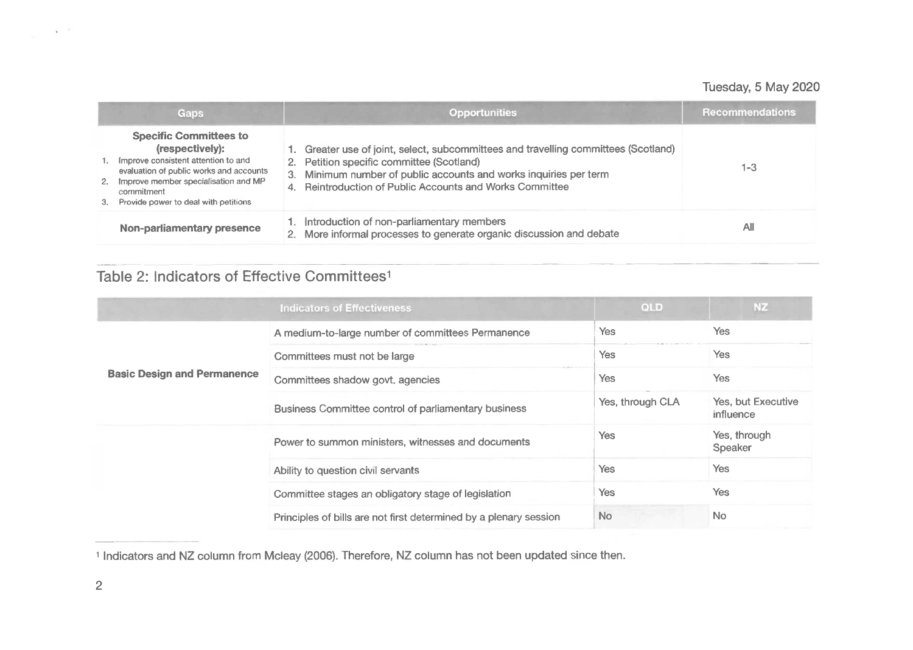Tuesday, 5 May 2020

| Gaps | Opportunities | Recommendations |
|---|---|---|
| **Specific Committees to (respectively):** 1. Improve consistent attention to and evaluation of public works and accounts 2. Improve member specialisation and MP commitment 3. Provide power to deal with petitions | 1. Greater use of joint, select, subcommittees and travelling committees (Scotland) 2. Petition specific committee (Scotland) 3. Minimum number of public accounts and works inquiries per term 4. Reintroduction of Public Accounts and Works Committee | 1-3 |
| **Non-parliamentary presence** | 1. Introduction of non-parliamentary members 2. More informal processes to generate organic discussion and debate | All |

## Table 2: Indicators of Effective Committees[1]

| Indicators of Effectiveness | | QLD | NZ |
|---|---|---|---|
| **Basic Design and Permanence** | A medium-to-large number of committees Permanence | Yes | Yes |
| | Committees must not be large | Yes | Yes |
| | Committees shadow govt. agencies | Yes | Yes |
| | Business Committee control of parliamentary business | Yes, through CLA | Yes, but Executive influence |
| | Power to summon ministers, witnesses and documents | Yes | Yes, through Speaker |
| | Ability to question civil servants | Yes | Yes |
| | Committee stages an obligatory stage of legislation | Yes | Yes |
| | Principles of bills are not first determined by a plenary session | No | No |

[1] Indicators and NZ column from Mcleay (2006). Therefore, NZ column has not been updated since then.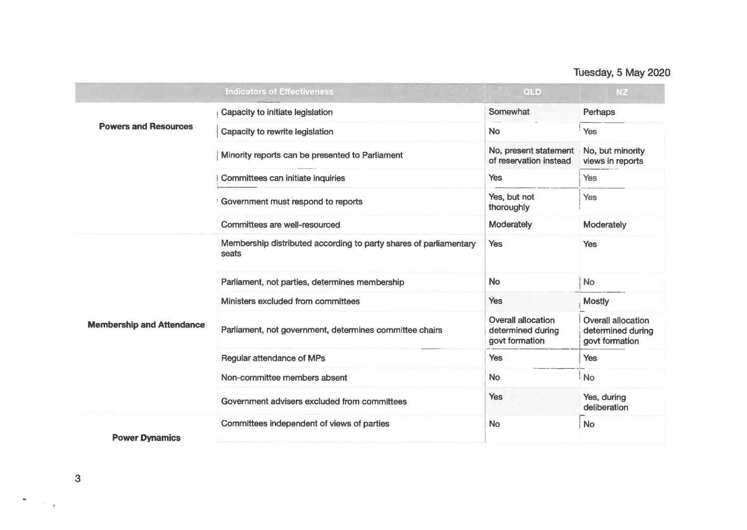Tuesday, 5 May 2020

| | Indicators of Effectiveness | QLD | NZ |
|---|---|---|---|
| **Powers and Resources** | Capacity to initiate legislation | Somewhat | Perhaps |
| | Capacity to rewrite legislation | No | Yes |
| | Minority reports can be presented to Parliament | No, present statement of reservation instead | No, but minority views in reports |
| | Committees can initiate inquiries | Yes | Yes |
| | Government must respond to reports | Yes, but not thoroughly | Yes |
| | Committees are well-resourced | Moderately | Moderately |
| **Membership and Attendance** | Membership distributed according to party shares of parliamentary seats | Yes | Yes |
| | Parliament, not parties, determines membership | No | No |
| | Ministers excluded from committees | Yes | Mostly |
| | Parliament, not government, determines committee chairs | Overall allocation determined during govt formation | Overall allocation determined during govt formation |
| | Regular attendance of MPs | Yes | Yes |
| | Non-committee members absent | No | No |
| | Government advisers excluded from committees | Yes | Yes, during deliberation |
| **Power Dynamics** | Committees independent of views of parties | No | No |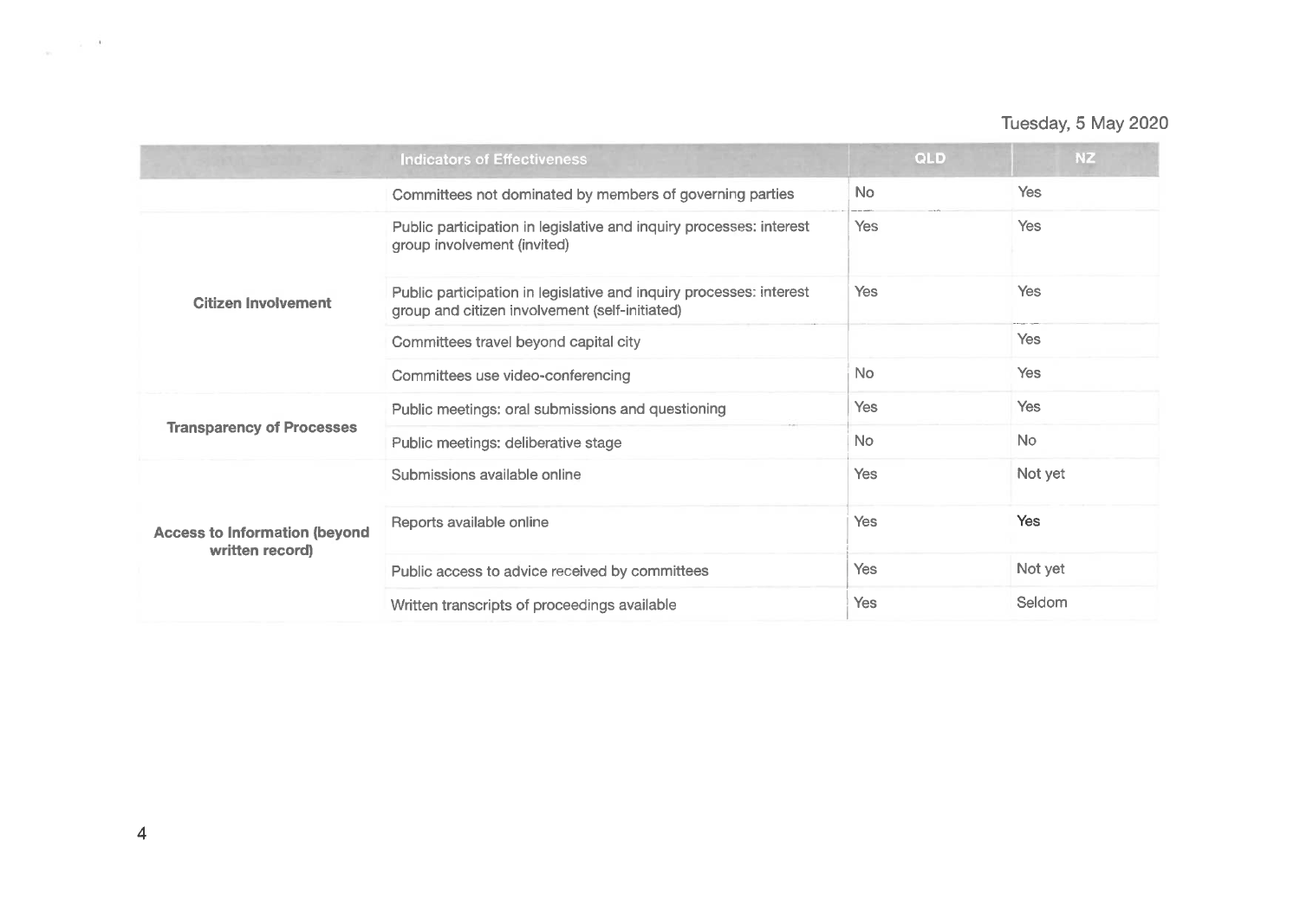Tuesday, 5 May 2020

| | Indicators of Effectiveness | QLD | NZ |
|---|---|---|---|
| | Committees not dominated by members of governing parties | No | Yes |
| **Citizen Involvement** | Public participation in legislative and inquiry processes: interest group involvement (invited) | Yes | Yes |
| | Public participation in legislative and inquiry processes: interest group and citizen involvement (self-initiated) | Yes | Yes |
| | Committees travel beyond capital city | | Yes |
| | Committees use video-conferencing | No | Yes |
| **Transparency of Processes** | Public meetings: oral submissions and questioning | Yes | Yes |
| | Public meetings: deliberative stage | No | No |
| **Access to Information (beyond written record)** | Submissions available online | Yes | Not yet |
| | Reports available online | Yes | Yes |
| | Public access to advice received by committees | Yes | Not yet |
| | Written transcripts of proceedings available | Yes | Seldom |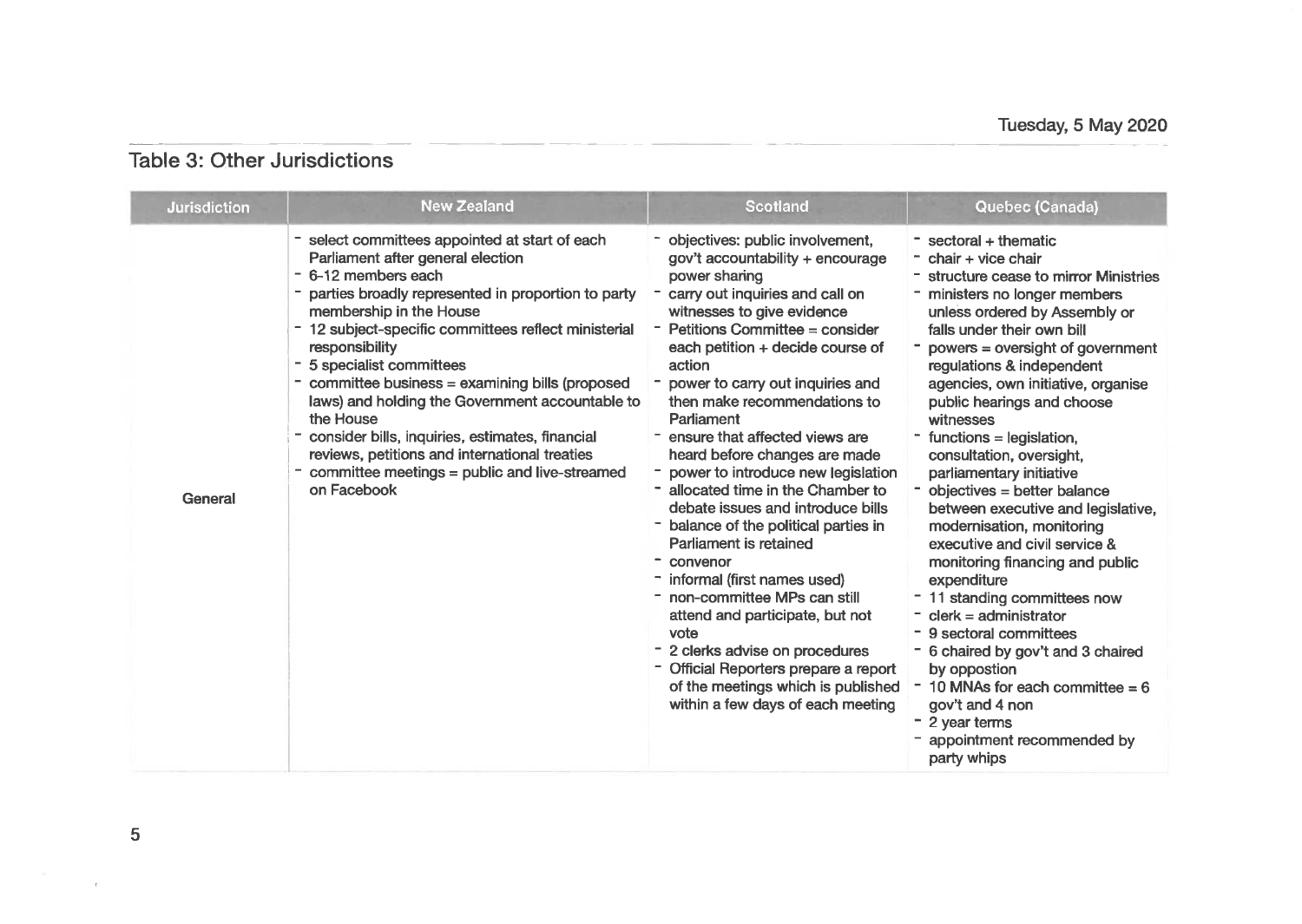## Table 3: Other Jurisdictions

| Jurisdiction | New Zealand | Scotland | Quebec (Canada) |
|---|---|---|---|
| General | - select committees appointed at start of each Parliament after general election<br>- 6-12 members each<br>- parties broadly represented in proportion to party membership in the House<br>- 12 subject-specific committees reflect ministerial responsibility<br>- 5 specialist committees<br>- committee business = examining bills (proposed laws) and holding the Government accountable to the House<br>- consider bills, inquiries, estimates, financial reviews, petitions and international treaties<br>- committee meetings = public and live-streamed on Facebook | - objectives: public involvement, gov't accountability + encourage power sharing<br>- carry out inquiries and call on witnesses to give evidence<br>- Petitions Committee = consider each petition + decide course of action<br>- power to carry out inquiries and then make recommendations to Parliament<br>- ensure that affected views are heard before changes are made<br>- power to introduce new legislation<br>- allocated time in the Chamber to debate issues and introduce bills<br>- balance of the political parties in Parliament is retained<br>- convenor<br>- informal (first names used)<br>- non-committee MPs can still attend and participate, but not vote<br>- 2 clerks advise on procedures<br>- Official Reporters prepare a report of the meetings which is published within a few days of each meeting | - sectoral + thematic<br>- chair + vice chair<br>- structure cease to mirror Ministries<br>- ministers no longer members unless ordered by Assembly or falls under their own bill<br>- powers = oversight of government regulations & independent agencies, own initiative, organise public hearings and choose witnesses<br>- functions = legislation, consultation, oversight, parliamentary initiative<br>- objectives = better balance between executive and legislative, modernisation, monitoring executive and civil service & monitoring financing and public expenditure<br>- 11 standing committees now<br>- clerk = administrator<br>- 9 sectoral committees<br>- 6 chaired by gov't and 3 chaired by oppostion<br>- 10 MNAs for each committee = 6 gov't and 4 non<br>- 2 year terms<br>- appointment recommended by party whips |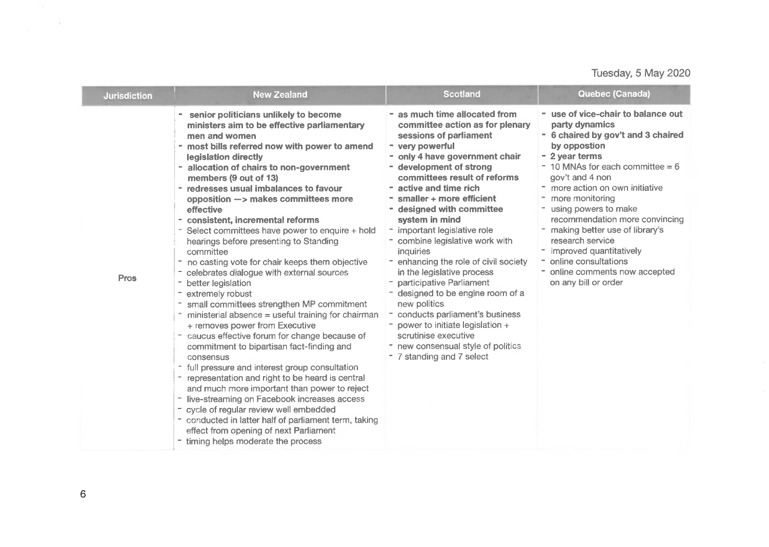Tuesday, 5 May 2020

| Jurisdiction | New Zealand | Scotland | Quebec (Canada) |
|---|---|---|---|
| Pros | - **senior politicians unlikely to become ministers aim to be effective parliamentary men and women**<br>- **most bills referred now with power to amend legislation directly**<br>- **allocation of chairs to non-government members (9 out of 13)**<br>- **redresses usual imbalances to favour opposition —> makes committees more effective**<br>- **consistent, incremental reforms**<br>- Select committees have power to enquire + hold hearings before presenting to Standing committee<br>- no casting vote for chair keeps them objective<br>- celebrates dialogue with external sources<br>- better legislation<br>- extremely robust<br>- small committees strengthen MP commitment<br>- ministerial absence = useful training for chairman + removes power from Executive<br>- caucus effective forum for change because of commitment to bipartisan fact-finding and consensus<br>- full pressure and interest group consultation<br>- representation and right to be heard is central and much more important than power to reject<br>- live-streaming on Facebook increases access<br>- cycle of regular review well embedded<br>- conducted in latter half of parliament term, taking effect from opening of next Parliament<br>- timing helps moderate the process | - **as much time allocated from committee action as for plenary sessions of parliament**<br>- **very powerful**<br>- **only 4 have government chair**<br>- **development of strong committees result of reforms**<br>- **active and time rich**<br>- **smaller + more efficient**<br>- **designed with committee system in mind**<br>- important legislative role<br>- combine legislative work with inquiries<br>- enhancing the role of civil society in the legislative process<br>- participative Parliament<br>- designed to be engine room of a new politics<br>- conducts parliament's business<br>- power to initiate legislation + scrutinise executive<br>- new consensual style of politics<br>- 7 standing and 7 select | - **use of vice-chair to balance out party dynamics**<br>- **6 chaired by gov't and 3 chaired by oppostion**<br>- **2 year terms**<br>- 10 MNAs for each committee = 6 gov't and 4 non<br>- more action on own initiative<br>- more monitoring<br>- using powers to make recommendation more convincing<br>- making better use of library's research service<br>- improved quantitatively<br>- online consultations<br>- online comments now accepted on any bill or order |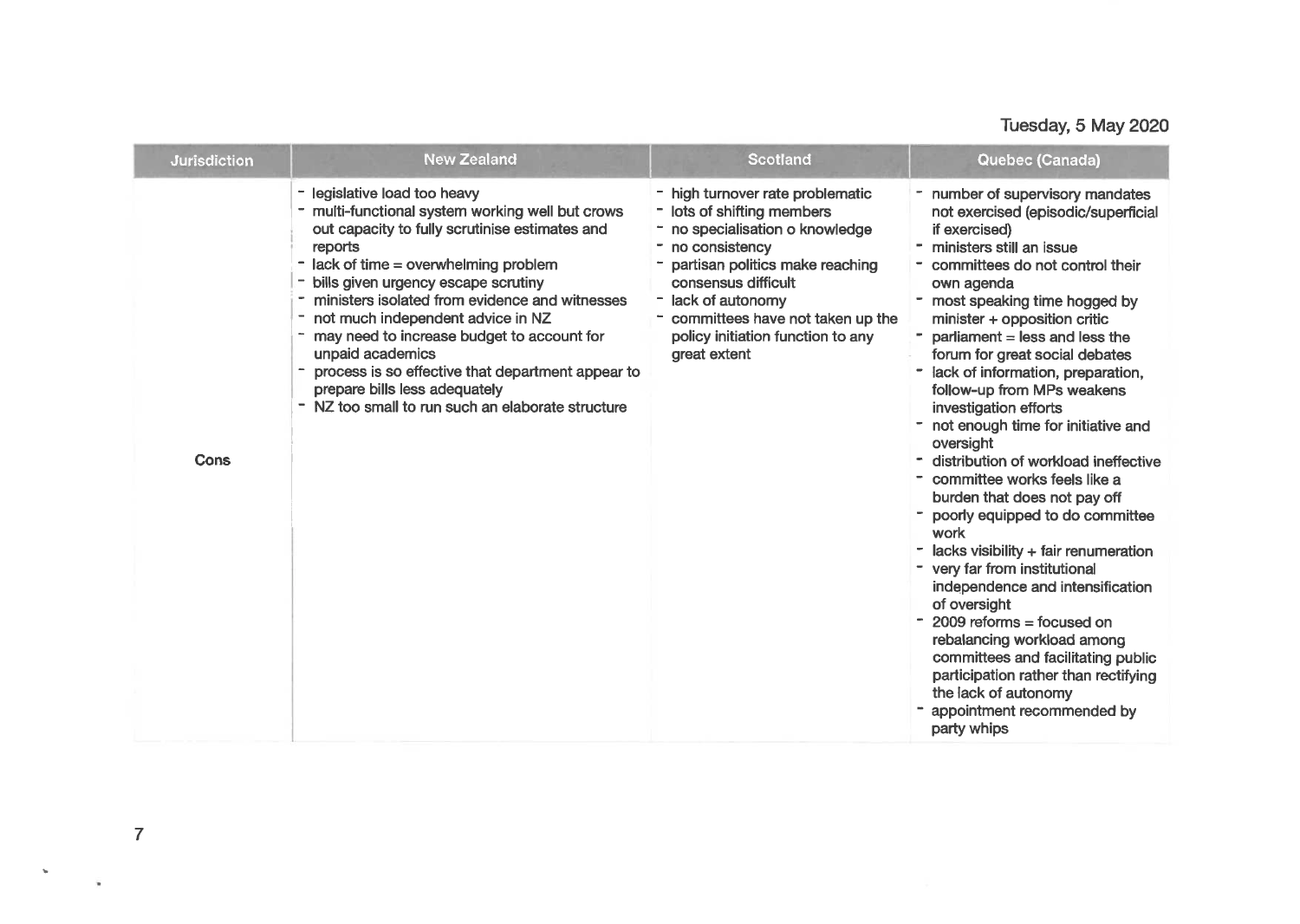Tuesday, 5 May 2020

| Jurisdiction | New Zealand | Scotland | Quebec (Canada) |
|---|---|---|---|
| Cons | - legislative load too heavy<br>- multi-functional system working well but crows out capacity to fully scrutinise estimates and reports<br>- lack of time = overwhelming problem<br>- bills given urgency escape scrutiny<br>- ministers isolated from evidence and witnesses<br>- not much independent advice in NZ<br>- may need to increase budget to account for unpaid academics<br>- process is so effective that department appear to prepare bills less adequately<br>- NZ too small to run such an elaborate structure | - high turnover rate problematic<br>- lots of shifting members<br>- no specialisation o knowledge<br>- no consistency<br>- partisan politics make reaching consensus difficult<br>- lack of autonomy<br>- committees have not taken up the policy initiation function to any great extent | - number of supervisory mandates not exercised (episodic/superficial if exercised)<br>- ministers still an issue<br>- committees do not control their own agenda<br>- most speaking time hogged by minister + opposition critic<br>- parliament = less and less the forum for great social debates<br>- lack of information, preparation, follow-up from MPs weakens investigation efforts<br>- not enough time for initiative and oversight<br>- distribution of workload ineffective<br>- committee works feels like a burden that does not pay off<br>- poorly equipped to do committee work<br>- lacks visibility + fair renumeration<br>- very far from institutional independence and intensification of oversight<br>- 2009 reforms = focused on rebalancing workload among committees and facilitating public participation rather than rectifying the lack of autonomy<br>- appointment recommended by party whips |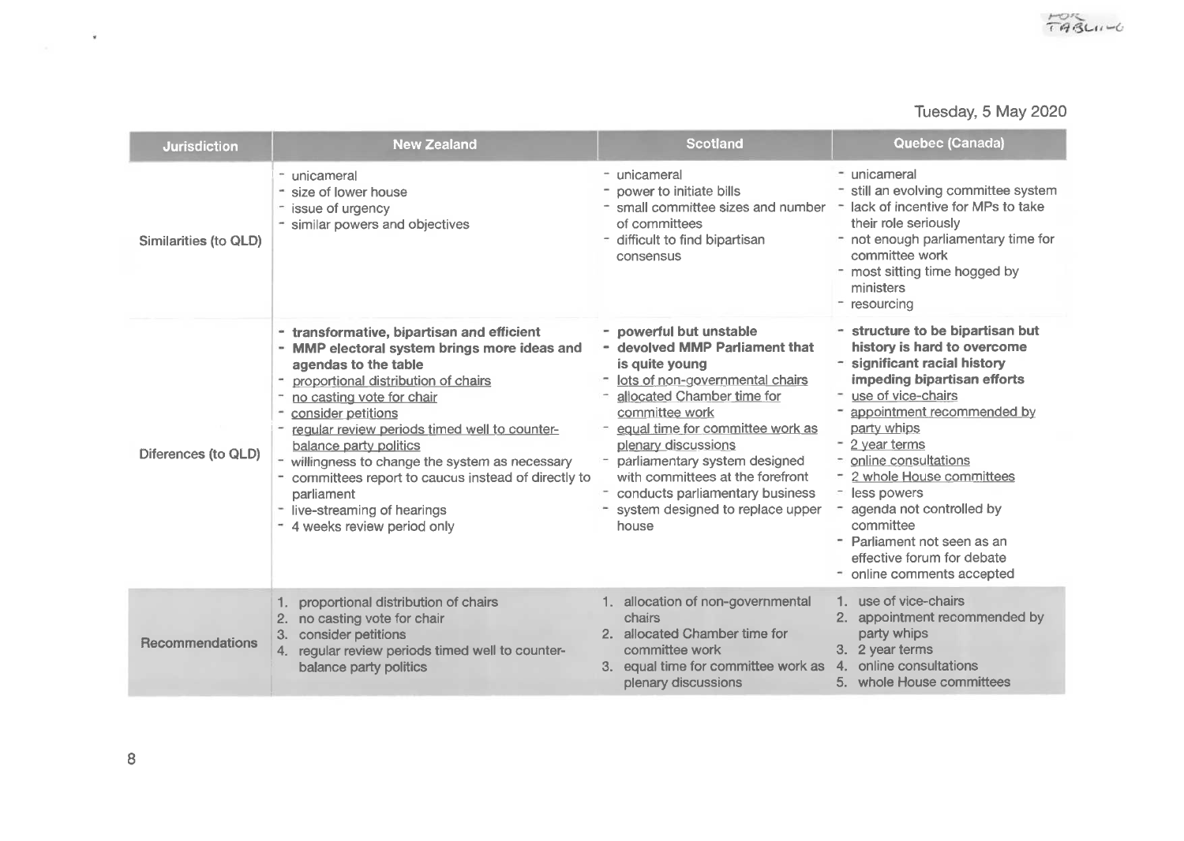FOR TABLING

Tuesday, 5 May 2020

| Jurisdiction | New Zealand | Scotland | Quebec (Canada) |
| --- | --- | --- | --- |
| Similarities (to QLD) | - unicameral<br>- size of lower house<br>- issue of urgency<br>- similar powers and objectives | - unicameral<br>- power to initiate bills<br>- small committee sizes and number of committees<br>- difficult to find bipartisan consensus | - unicameral<br>- still an evolving committee system<br>- lack of incentive for MPs to take their role seriously<br>- not enough parliamentary time for committee work<br>- most sitting time hogged by ministers<br>- resourcing |
| Diferences (to QLD) | - **transformative, bipartisan and efficient**<br>- **MMP electoral system brings more ideas and agendas to the table**<br>- proportional distribution of chairs<br>- no casting vote for chair<br>- consider petitions<br>- regular review periods timed well to counter-balance party politics<br>- willingness to change the system as necessary<br>- committees report to caucus instead of directly to parliament<br>- live-streaming of hearings<br>- 4 weeks review period only | - **powerful but unstable**<br>- **devolved MMP Parliament that is quite young**<br>- lots of non-governmental chairs<br>- allocated Chamber time for committee work<br>- equal time for committee work as plenary discussions<br>- parliamentary system designed with committees at the forefront<br>- conducts parliamentary business<br>- system designed to replace upper house | - **structure to be bipartisan but history is hard to overcome**<br>- **significant racial history impeding bipartisan efforts**<br>- use of vice-chairs<br>- appointment recommended by party whips<br>- 2 year terms<br>- online consultations<br>- 2 whole House committees<br>- less powers<br>- agenda not controlled by committee<br>- Parliament not seen as an effective forum for debate<br>- online comments accepted |
| Recommendations | 1. proportional distribution of chairs<br>2. no casting vote for chair<br>3. consider petitions<br>4. regular review periods timed well to counter-balance party politics | 1. allocation of non-governmental chairs<br>2. allocated Chamber time for committee work<br>3. equal time for committee work as plenary discussions | 1. use of vice-chairs<br>2. appointment recommended by party whips<br>3. 2 year terms<br>4. online consultations<br>5. whole House committees |